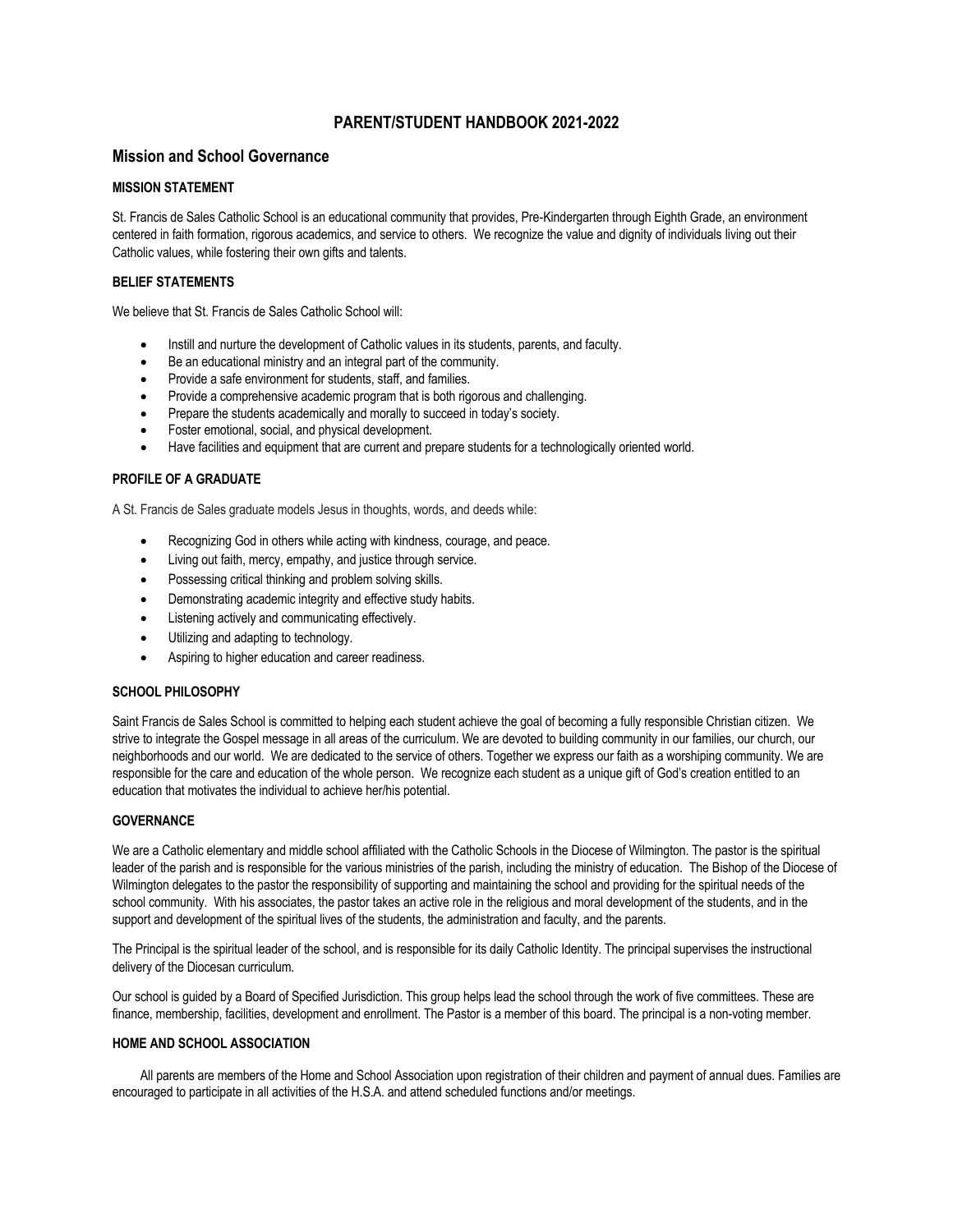# PARENT/STUDENT HANDBOOK 2021-2022

## Mission and School Governance

### MISSION STATEMENT

St. Francis de Sales Catholic School is an educational community that provides, Pre-Kindergarten through Eighth Grade, an environment centered in faith formation, rigorous academics, and service to others. We recognize the value and dignity of individuals living out their Catholic values, while fostering their own gifts and talents.

### BELIEF STATEMENTS

We believe that St. Francis de Sales Catholic School will:

- Instill and nurture the development of Catholic values in its students, parents, and faculty.
- Be an educational ministry and an integral part of the community.
- Provide a safe environment for students, staff, and families.
- Provide a comprehensive academic program that is both rigorous and challenging.
- Prepare the students academically and morally to succeed in today's society.
- Foster emotional, social, and physical development.
- Have facilities and equipment that are current and prepare students for a technologically oriented world.

### PROFILE OF A GRADUATE

A St. Francis de Sales graduate models Jesus in thoughts, words, and deeds while:

- Recognizing God in others while acting with kindness, courage, and peace.
- Living out faith, mercy, empathy, and justice through service.
- Possessing critical thinking and problem solving skills.
- Demonstrating academic integrity and effective study habits.
- Listening actively and communicating effectively.
- Utilizing and adapting to technology.
- Aspiring to higher education and career readiness.

### SCHOOL PHILOSOPHY

Saint Francis de Sales School is committed to helping each student achieve the goal of becoming a fully responsible Christian citizen. We strive to integrate the Gospel message in all areas of the curriculum. We are devoted to building community in our families, our church, our neighborhoods and our world. We are dedicated to the service of others. Together we express our faith as a worshiping community. We are responsible for the care and education of the whole person. We recognize each student as a unique gift of God's creation entitled to an education that motivates the individual to achieve her/his potential.

### GOVERNANCE

We are a Catholic elementary and middle school affiliated with the Catholic Schools in the Diocese of Wilmington. The pastor is the spiritual leader of the parish and is responsible for the various ministries of the parish, including the ministry of education. The Bishop of the Diocese of Wilmington delegates to the pastor the responsibility of supporting and maintaining the school and providing for the spiritual needs of the school community. With his associates, the pastor takes an active role in the religious and moral development of the students, and in the support and development of the spiritual lives of the students, the administration and faculty, and the parents.

The Principal is the spiritual leader of the school, and is responsible for its daily Catholic Identity. The principal supervises the instructional delivery of the Diocesan curriculum.

Our school is guided by a Board of Specified Jurisdiction. This group helps lead the school through the work of five committees. These are finance, membership, facilities, development and enrollment. The Pastor is a member of this board. The principal is a non-voting member.

### HOME AND SCHOOL ASSOCIATION

All parents are members of the Home and School Association upon registration of their children and payment of annual dues. Families are encouraged to participate in all activities of the H.S.A. and attend scheduled functions and/or meetings.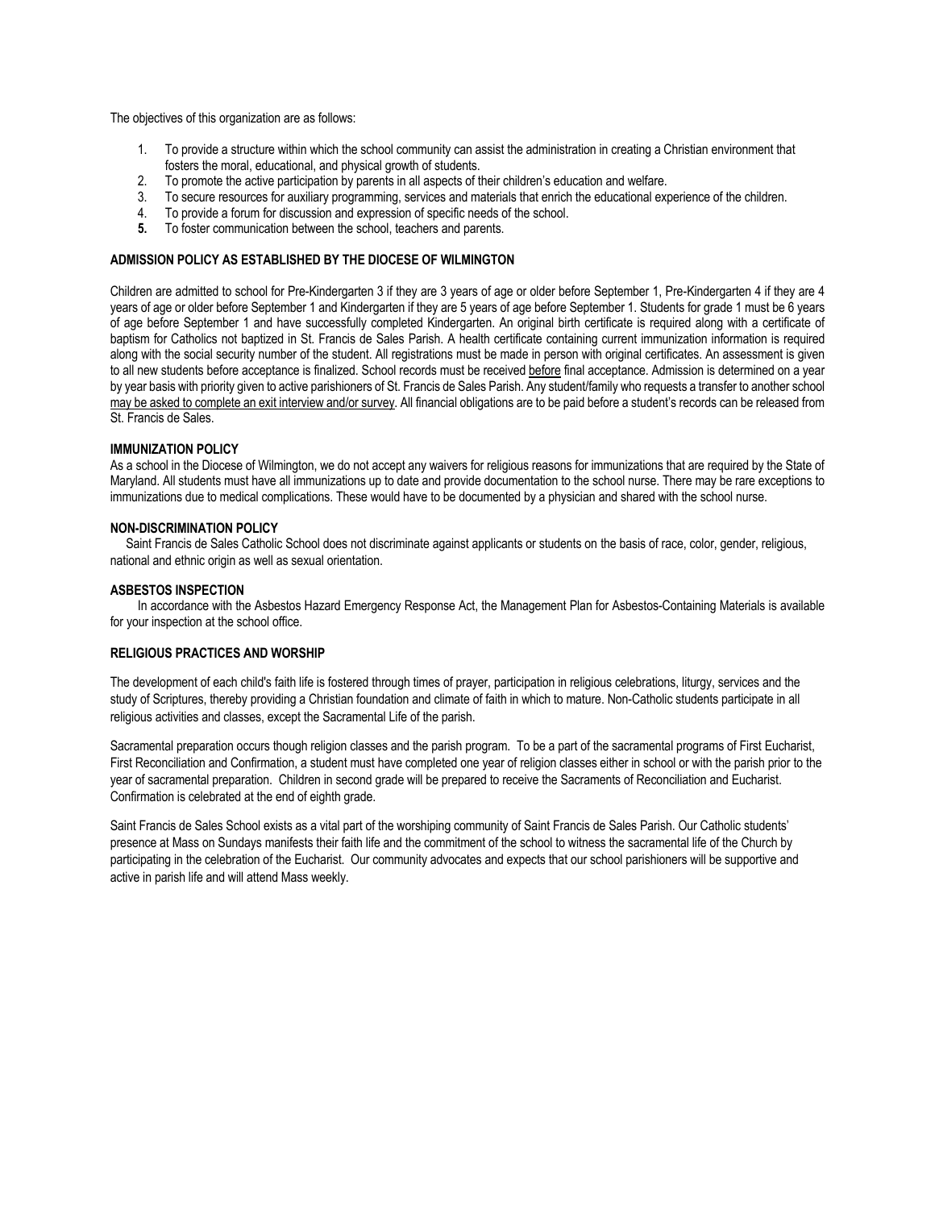The objectives of this organization are as follows:

1. To provide a structure within which the school community can assist the administration in creating a Christian environment that fosters the moral, educational, and physical growth of students.
2. To promote the active participation by parents in all aspects of their children's education and welfare.
3. To secure resources for auxiliary programming, services and materials that enrich the educational experience of the children.
4. To provide a forum for discussion and expression of specific needs of the school.
5. To foster communication between the school, teachers and parents.

**ADMISSION POLICY AS ESTABLISHED BY THE DIOCESE OF WILMINGTON**

Children are admitted to school for Pre-Kindergarten 3 if they are 3 years of age or older before September 1, Pre-Kindergarten 4 if they are 4 years of age or older before September 1 and Kindergarten if they are 5 years of age before September 1. Students for grade 1 must be 6 years of age before September 1 and have successfully completed Kindergarten. An original birth certificate is required along with a certificate of baptism for Catholics not baptized in St. Francis de Sales Parish. A health certificate containing current immunization information is required along with the social security number of the student. All registrations must be made in person with original certificates. An assessment is given to all new students before acceptance is finalized. School records must be received before final acceptance. Admission is determined on a year by year basis with priority given to active parishioners of St. Francis de Sales Parish. Any student/family who requests a transfer to another school may be asked to complete an exit interview and/or survey. All financial obligations are to be paid before a student's records can be released from St. Francis de Sales.

**IMMUNIZATION POLICY**

As a school in the Diocese of Wilmington, we do not accept any waivers for religious reasons for immunizations that are required by the State of Maryland. All students must have all immunizations up to date and provide documentation to the school nurse. There may be rare exceptions to immunizations due to medical complications. These would have to be documented by a physician and shared with the school nurse.

**NON-DISCRIMINATION POLICY**

Saint Francis de Sales Catholic School does not discriminate against applicants or students on the basis of race, color, gender, religious, national and ethnic origin as well as sexual orientation.

**ASBESTOS INSPECTION**

In accordance with the Asbestos Hazard Emergency Response Act, the Management Plan for Asbestos-Containing Materials is available for your inspection at the school office.

**RELIGIOUS PRACTICES AND WORSHIP**

The development of each child's faith life is fostered through times of prayer, participation in religious celebrations, liturgy, services and the study of Scriptures, thereby providing a Christian foundation and climate of faith in which to mature. Non-Catholic students participate in all religious activities and classes, except the Sacramental Life of the parish.

Sacramental preparation occurs though religion classes and the parish program. To be a part of the sacramental programs of First Eucharist, First Reconciliation and Confirmation, a student must have completed one year of religion classes either in school or with the parish prior to the year of sacramental preparation. Children in second grade will be prepared to receive the Sacraments of Reconciliation and Eucharist. Confirmation is celebrated at the end of eighth grade.

Saint Francis de Sales School exists as a vital part of the worshiping community of Saint Francis de Sales Parish. Our Catholic students' presence at Mass on Sundays manifests their faith life and the commitment of the school to witness the sacramental life of the Church by participating in the celebration of the Eucharist. Our community advocates and expects that our school parishioners will be supportive and active in parish life and will attend Mass weekly.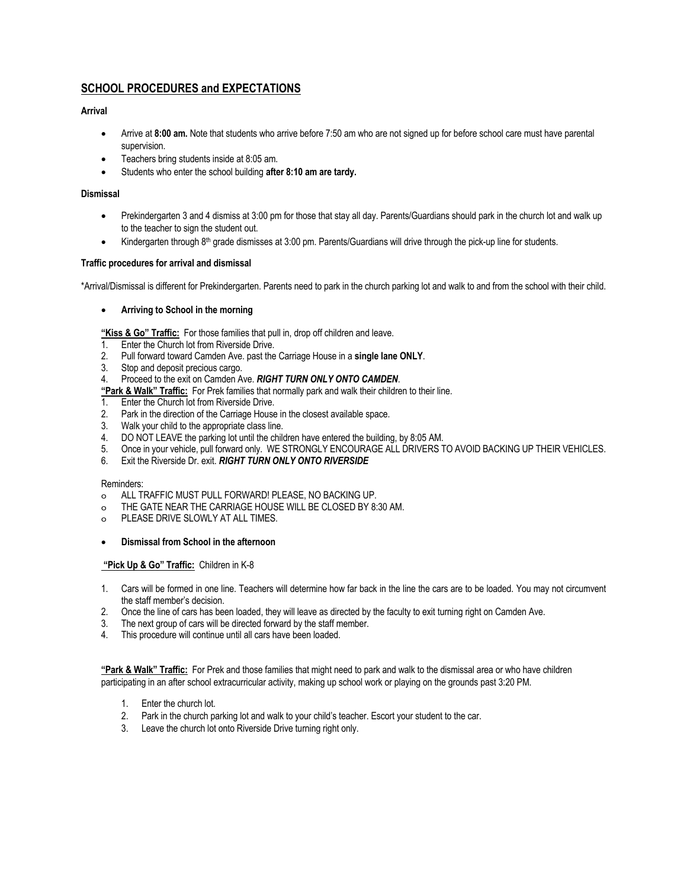## SCHOOL PROCEDURES and EXPECTATIONS

**Arrival**

- Arrive at **8:00 am.** Note that students who arrive before 7:50 am who are not signed up for before school care must have parental supervision.
- Teachers bring students inside at 8:05 am.
- Students who enter the school building **after 8:10 am are tardy.**

**Dismissal**

- Prekindergarten 3 and 4 dismiss at 3:00 pm for those that stay all day. Parents/Guardians should park in the church lot and walk up to the teacher to sign the student out.
- Kindergarten through 8th grade dismisses at 3:00 pm. Parents/Guardians will drive through the pick-up line for students.

**Traffic procedures for arrival and dismissal**

*Arrival/Dismissal is different for Prekindergarten. Parents need to park in the church parking lot and walk to and from the school with their child.

- **Arriving to School in the morning**

**"Kiss & Go" Traffic:** For those families that pull in, drop off children and leave.

1. Enter the Church lot from Riverside Drive.
2. Pull forward toward Camden Ave. past the Carriage House in a **single lane ONLY**.
3. Stop and deposit precious cargo.
4. Proceed to the exit on Camden Ave. ***RIGHT TURN ONLY ONTO CAMDEN***.

**"Park & Walk" Traffic:** For Prek families that normally park and walk their children to their line.

1. Enter the Church lot from Riverside Drive.
2. Park in the direction of the Carriage House in the closest available space.
3. Walk your child to the appropriate class line.
4. DO NOT LEAVE the parking lot until the children have entered the building, by 8:05 AM.
5. Once in your vehicle, pull forward only. WE STRONGLY ENCOURAGE ALL DRIVERS TO AVOID BACKING UP THEIR VEHICLES.
6. Exit the Riverside Dr. exit. ***RIGHT TURN ONLY ONTO RIVERSIDE***

Reminders:

- ALL TRAFFIC MUST PULL FORWARD! PLEASE, NO BACKING UP.
- THE GATE NEAR THE CARRIAGE HOUSE WILL BE CLOSED BY 8:30 AM.
- PLEASE DRIVE SLOWLY AT ALL TIMES.

- **Dismissal from School in the afternoon**

**"Pick Up & Go" Traffic:** Children in K-8

1. Cars will be formed in one line. Teachers will determine how far back in the line the cars are to be loaded. You may not circumvent the staff member's decision.
2. Once the line of cars has been loaded, they will leave as directed by the faculty to exit turning right on Camden Ave.
3. The next group of cars will be directed forward by the staff member.
4. This procedure will continue until all cars have been loaded.

**"Park & Walk" Traffic:** For Prek and those families that might need to park and walk to the dismissal area or who have children participating in an after school extracurricular activity, making up school work or playing on the grounds past 3:20 PM.

1. Enter the church lot.
2. Park in the church parking lot and walk to your child's teacher. Escort your student to the car.
3. Leave the church lot onto Riverside Drive turning right only.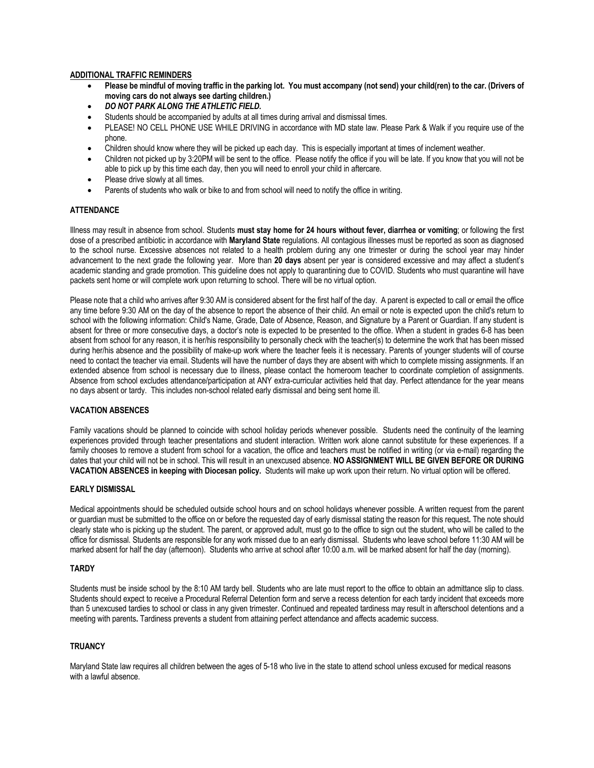## ADDITIONAL TRAFFIC REMINDERS

- **Please be mindful of moving traffic in the parking lot. You must accompany (not send) your child(ren) to the car. (Drivers of moving cars do not always see darting children.)**
- ***DO NOT PARK ALONG THE ATHLETIC FIELD.***
- Students should be accompanied by adults at all times during arrival and dismissal times.
- PLEASE! NO CELL PHONE USE WHILE DRIVING in accordance with MD state law. Please Park & Walk if you require use of the phone.
- Children should know where they will be picked up each day. This is especially important at times of inclement weather.
- Children not picked up by 3:20PM will be sent to the office. Please notify the office if you will be late. If you know that you will not be able to pick up by this time each day, then you will need to enroll your child in aftercare.
- Please drive slowly at all times.
- Parents of students who walk or bike to and from school will need to notify the office in writing.

## ATTENDANCE

Illness may result in absence from school. Students **must stay home for 24 hours without fever, diarrhea or vomiting**; or following the first dose of a prescribed antibiotic in accordance with **Maryland State** regulations. All contagious illnesses must be reported as soon as diagnosed to the school nurse. Excessive absences not related to a health problem during any one trimester or during the school year may hinder advancement to the next grade the following year. More than **20 days** absent per year is considered excessive and may affect a student's academic standing and grade promotion. This guideline does not apply to quarantining due to COVID. Students who must quarantine will have packets sent home or will complete work upon returning to school. There will be no virtual option.

Please note that a child who arrives after 9:30 AM is considered absent for the first half of the day. A parent is expected to call or email the office any time before 9:30 AM on the day of the absence to report the absence of their child. An email or note is expected upon the child's return to school with the following information: Child's Name, Grade, Date of Absence, Reason, and Signature by a Parent or Guardian. If any student is absent for three or more consecutive days, a doctor's note is expected to be presented to the office. When a student in grades 6-8 has been absent from school for any reason, it is her/his responsibility to personally check with the teacher(s) to determine the work that has been missed during her/his absence and the possibility of make-up work where the teacher feels it is necessary. Parents of younger students will of course need to contact the teacher via email. Students will have the number of days they are absent with which to complete missing assignments. If an extended absence from school is necessary due to illness, please contact the homeroom teacher to coordinate completion of assignments. Absence from school excludes attendance/participation at ANY extra-curricular activities held that day. Perfect attendance for the year means no days absent or tardy. This includes non-school related early dismissal and being sent home ill.

## VACATION ABSENCES

Family vacations should be planned to coincide with school holiday periods whenever possible. Students need the continuity of the learning experiences provided through teacher presentations and student interaction. Written work alone cannot substitute for these experiences. If a family chooses to remove a student from school for a vacation, the office and teachers must be notified in writing (or via e-mail) regarding the dates that your child will not be in school. This will result in an unexcused absence. **NO ASSIGNMENT WILL BE GIVEN BEFORE OR DURING VACATION ABSENCES in keeping with Diocesan policy.** Students will make up work upon their return. No virtual option will be offered.

## EARLY DISMISSAL

Medical appointments should be scheduled outside school hours and on school holidays whenever possible. A written request from the parent or guardian must be submitted to the office on or before the requested day of early dismissal stating the reason for this request**.** The note should clearly state who is picking up the student. The parent, or approved adult, must go to the office to sign out the student, who will be called to the office for dismissal. Students are responsible for any work missed due to an early dismissal. Students who leave school before 11:30 AM will be marked absent for half the day (afternoon). Students who arrive at school after 10:00 a.m. will be marked absent for half the day (morning).

## TARDY

Students must be inside school by the 8:10 AM tardy bell. Students who are late must report to the office to obtain an admittance slip to class. Students should expect to receive a Procedural Referral Detention form and serve a recess detention for each tardy incident that exceeds more than 5 unexcused tardies to school or class in any given trimester. Continued and repeated tardiness may result in afterschool detentions and a meeting with parents**.** Tardiness prevents a student from attaining perfect attendance and affects academic success.

## TRUANCY

Maryland State law requires all children between the ages of 5-18 who live in the state to attend school unless excused for medical reasons with a lawful absence.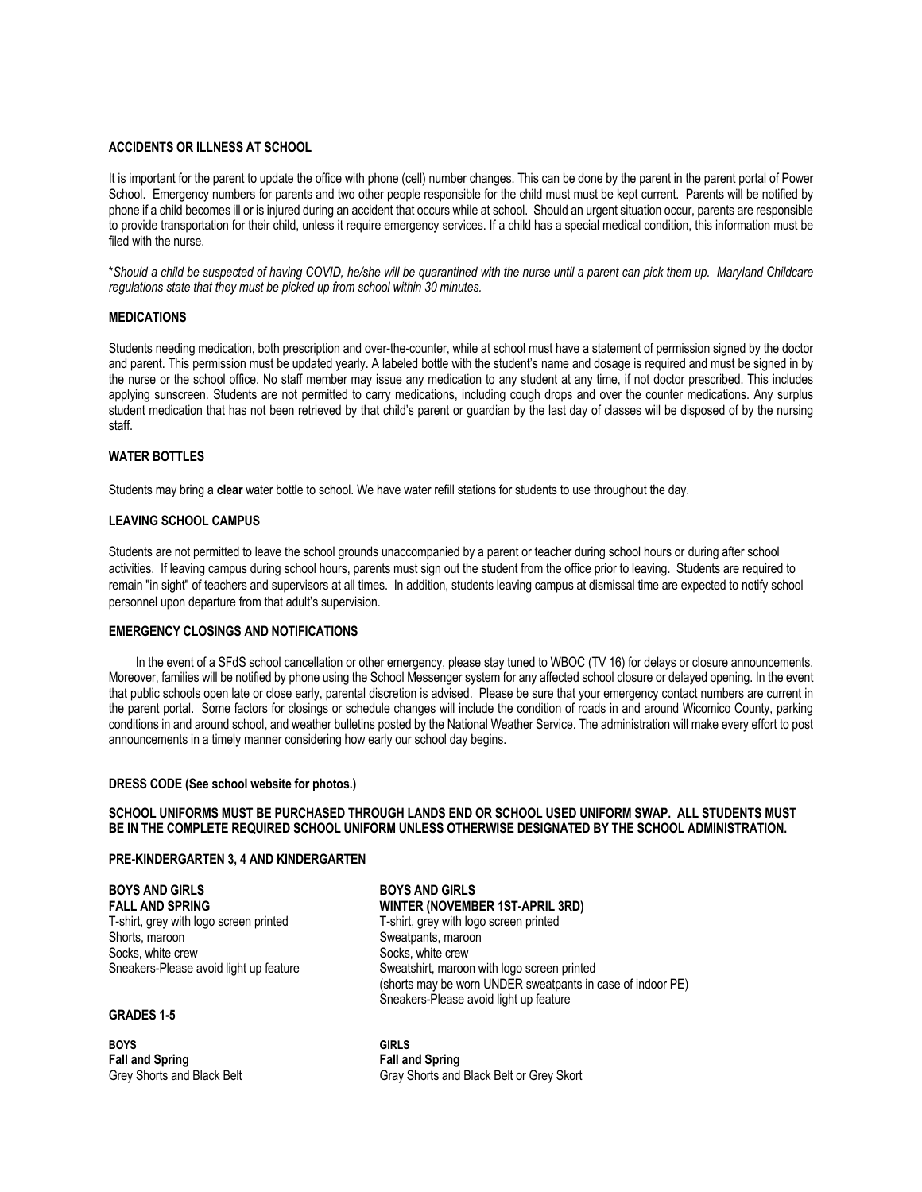**ACCIDENTS OR ILLNESS AT SCHOOL**

It is important for the parent to update the office with phone (cell) number changes. This can be done by the parent in the parent portal of Power School. Emergency numbers for parents and two other people responsible for the child must must be kept current. Parents will be notified by phone if a child becomes ill or is injured during an accident that occurs while at school. Should an urgent situation occur, parents are responsible to provide transportation for their child, unless it require emergency services. If a child has a special medical condition, this information must be filed with the nurse.

*\*Should a child be suspected of having COVID, he/she will be quarantined with the nurse until a parent can pick them up. Maryland Childcare regulations state that they must be picked up from school within 30 minutes.*

**MEDICATIONS**

Students needing medication, both prescription and over-the-counter, while at school must have a statement of permission signed by the doctor and parent. This permission must be updated yearly. A labeled bottle with the student's name and dosage is required and must be signed in by the nurse or the school office. No staff member may issue any medication to any student at any time, if not doctor prescribed. This includes applying sunscreen. Students are not permitted to carry medications, including cough drops and over the counter medications. Any surplus student medication that has not been retrieved by that child's parent or guardian by the last day of classes will be disposed of by the nursing staff.

**WATER BOTTLES**

Students may bring a **clear** water bottle to school. We have water refill stations for students to use throughout the day.

**LEAVING SCHOOL CAMPUS**

Students are not permitted to leave the school grounds unaccompanied by a parent or teacher during school hours or during after school activities. If leaving campus during school hours, parents must sign out the student from the office prior to leaving. Students are required to remain "in sight" of teachers and supervisors at all times. In addition, students leaving campus at dismissal time are expected to notify school personnel upon departure from that adult's supervision.

**EMERGENCY CLOSINGS AND NOTIFICATIONS**

In the event of a SFdS school cancellation or other emergency, please stay tuned to WBOC (TV 16) for delays or closure announcements. Moreover, families will be notified by phone using the School Messenger system for any affected school closure or delayed opening. In the event that public schools open late or close early, parental discretion is advised. Please be sure that your emergency contact numbers are current in the parent portal. Some factors for closings or schedule changes will include the condition of roads in and around Wicomico County, parking conditions in and around school, and weather bulletins posted by the National Weather Service. The administration will make every effort to post announcements in a timely manner considering how early our school day begins.

**DRESS CODE (See school website for photos.)**

**SCHOOL UNIFORMS MUST BE PURCHASED THROUGH LANDS END OR SCHOOL USED UNIFORM SWAP. ALL STUDENTS MUST BE IN THE COMPLETE REQUIRED SCHOOL UNIFORM UNLESS OTHERWISE DESIGNATED BY THE SCHOOL ADMINISTRATION.**

**PRE-KINDERGARTEN 3, 4 AND KINDERGARTEN**

**BOYS AND GIRLS**
**FALL AND SPRING**
T-shirt, grey with logo screen printed
Shorts, maroon
Socks, white crew
Sneakers-Please avoid light up feature

**BOYS AND GIRLS**
**WINTER (NOVEMBER 1ST-APRIL 3RD)**
T-shirt, grey with logo screen printed
Sweatpants, maroon
Socks, white crew
Sweatshirt, maroon with logo screen printed
(shorts may be worn UNDER sweatpants in case of indoor PE)
Sneakers-Please avoid light up feature

**GRADES 1-5**

**BOYS**
**Fall and Spring**
Grey Shorts and Black Belt

**GIRLS**
**Fall and Spring**
Gray Shorts and Black Belt or Grey Skort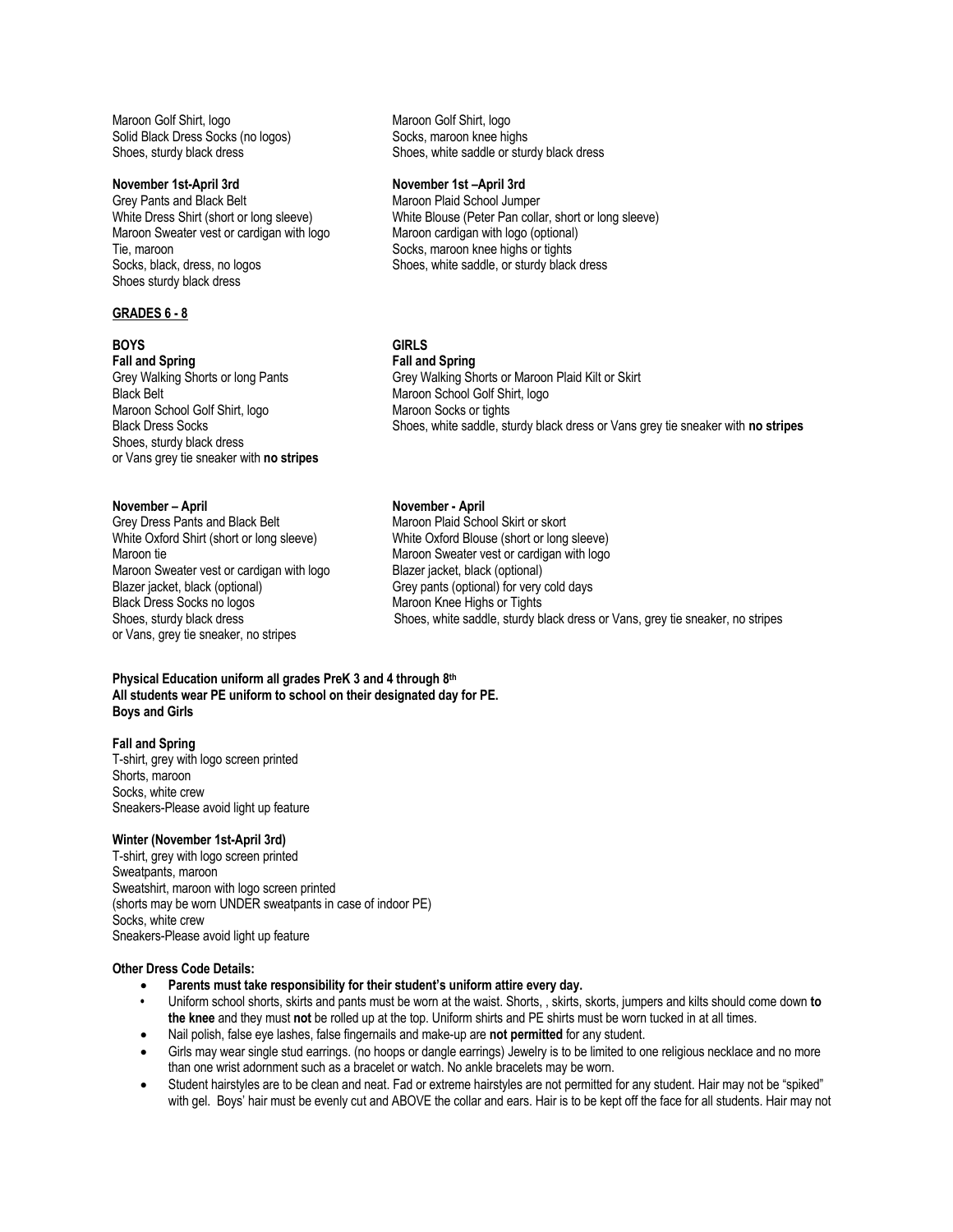Maroon Golf Shirt, logo
Solid Black Dress Socks (no logos)
Shoes, sturdy black dress

Maroon Golf Shirt, logo
Socks, maroon knee highs
Shoes, white saddle or sturdy black dress

**November 1st-April 3rd**
Grey Pants and Black Belt
White Dress Shirt (short or long sleeve)
Maroon Sweater vest or cardigan with logo
Tie, maroon
Socks, black, dress, no logos
Shoes sturdy black dress

**November 1st –April 3rd**
Maroon Plaid School Jumper
White Blouse (Peter Pan collar, short or long sleeve)
Maroon cardigan with logo (optional)
Socks, maroon knee highs or tights
Shoes, white saddle, or sturdy black dress

**GRADES 6 - 8**

**BOYS**

**Fall and Spring**
Grey Walking Shorts or long Pants
Black Belt
Maroon School Golf Shirt, logo
Black Dress Socks
Shoes, sturdy black dress
or Vans grey tie sneaker with **no stripes**

**November – April**
Grey Dress Pants and Black Belt
White Oxford Shirt (short or long sleeve)
Maroon tie
Maroon Sweater vest or cardigan with logo
Blazer jacket, black (optional)
Black Dress Socks no logos
Shoes, sturdy black dress
or Vans, grey tie sneaker, no stripes

**GIRLS**

**Fall and Spring**
Grey Walking Shorts or Maroon Plaid Kilt or Skirt
Maroon School Golf Shirt, logo
Maroon Socks or tights
Shoes, white saddle, sturdy black dress or Vans grey tie sneaker with **no stripes**

**November - April**
Maroon Plaid School Skirt or skort
White Oxford Blouse (short or long sleeve)
Maroon Sweater vest or cardigan with logo
Blazer jacket, black (optional)
Grey pants (optional) for very cold days
Maroon Knee Highs or Tights
Shoes, white saddle, sturdy black dress or Vans, grey tie sneaker, no stripes

**Physical Education uniform all grades PreK 3 and 4 through 8th**
**All students wear PE uniform to school on their designated day for PE.**
**Boys and Girls**

**Fall and Spring**
T-shirt, grey with logo screen printed
Shorts, maroon
Socks, white crew
Sneakers-Please avoid light up feature

**Winter (November 1st-April 3rd)**
T-shirt, grey with logo screen printed
Sweatpants, maroon
Sweatshirt, maroon with logo screen printed
(shorts may be worn UNDER sweatpants in case of indoor PE)
Socks, white crew
Sneakers-Please avoid light up feature

**Other Dress Code Details:**

- **Parents must take responsibility for their student's uniform attire every day.**
- Uniform school shorts, skirts and pants must be worn at the waist. Shorts, , skirts, skorts, jumpers and kilts should come down **to the knee** and they must **not** be rolled up at the top. Uniform shirts and PE shirts must be worn tucked in at all times.
- Nail polish, false eye lashes, false fingernails and make-up are **not permitted** for any student.
- Girls may wear single stud earrings. (no hoops or dangle earrings) Jewelry is to be limited to one religious necklace and no more than one wrist adornment such as a bracelet or watch. No ankle bracelets may be worn.
- Student hairstyles are to be clean and neat. Fad or extreme hairstyles are not permitted for any student. Hair may not be "spiked" with gel. Boys' hair must be evenly cut and ABOVE the collar and ears. Hair is to be kept off the face for all students. Hair may not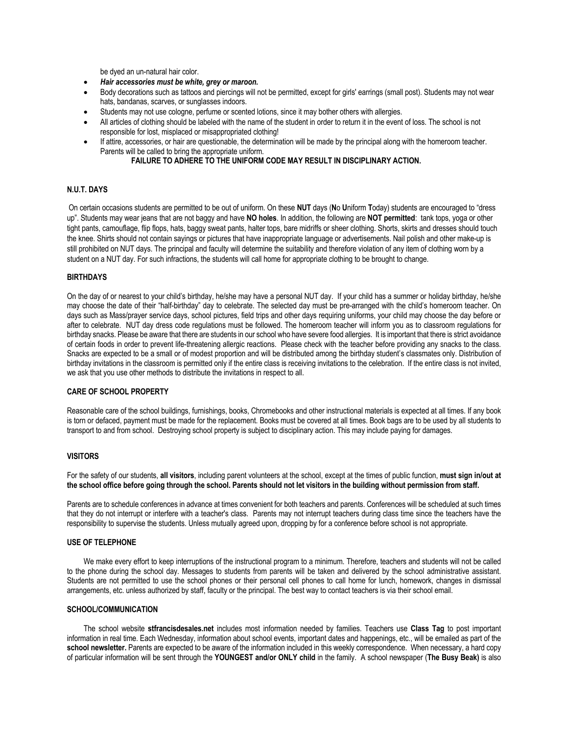be dyed an un-natural hair color.

- ***Hair accessories must be white, grey or maroon.***
- Body decorations such as tattoos and piercings will not be permitted, except for girls' earrings (small post). Students may not wear hats, bandanas, scarves, or sunglasses indoors.
- Students may not use cologne, perfume or scented lotions, since it may bother others with allergies.
- All articles of clothing should be labeled with the name of the student in order to return it in the event of loss. The school is not responsible for lost, misplaced or misappropriated clothing!
- If attire, accessories, or hair are questionable, the determination will be made by the principal along with the homeroom teacher. Parents will be called to bring the appropriate uniform.

**FAILURE TO ADHERE TO THE UNIFORM CODE MAY RESULT IN DISCIPLINARY ACTION.**

## N.U.T. DAYS

On certain occasions students are permitted to be out of uniform. On these **NUT** days (**N**o **U**niform **T**oday) students are encouraged to "dress up". Students may wear jeans that are not baggy and have **NO holes**. In addition, the following are **NOT permitted**: tank tops, yoga or other tight pants, camouflage, flip flops, hats, baggy sweat pants, halter tops, bare midriffs or sheer clothing. Shorts, skirts and dresses should touch the knee. Shirts should not contain sayings or pictures that have inappropriate language or advertisements. Nail polish and other make-up is still prohibited on NUT days. The principal and faculty will determine the suitability and therefore violation of any item of clothing worn by a student on a NUT day. For such infractions, the students will call home for appropriate clothing to be brought to change.

## BIRTHDAYS

On the day of or nearest to your child's birthday, he/she may have a personal NUT day. If your child has a summer or holiday birthday, he/she may choose the date of their "half-birthday" day to celebrate. The selected day must be pre-arranged with the child's homeroom teacher. On days such as Mass/prayer service days, school pictures, field trips and other days requiring uniforms, your child may choose the day before or after to celebrate. NUT day dress code regulations must be followed. The homeroom teacher will inform you as to classroom regulations for birthday snacks. Please be aware that there are students in our school who have severe food allergies. It is important that there is strict avoidance of certain foods in order to prevent life-threatening allergic reactions. Please check with the teacher before providing any snacks to the class. Snacks are expected to be a small or of modest proportion and will be distributed among the birthday student's classmates only. Distribution of birthday invitations in the classroom is permitted only if the entire class is receiving invitations to the celebration. If the entire class is not invited, we ask that you use other methods to distribute the invitations in respect to all.

## CARE OF SCHOOL PROPERTY

Reasonable care of the school buildings, furnishings, books, Chromebooks and other instructional materials is expected at all times. If any book is torn or defaced, payment must be made for the replacement. Books must be covered at all times. Book bags are to be used by all students to transport to and from school. Destroying school property is subject to disciplinary action. This may include paying for damages.

## VISITORS

For the safety of our students, **all visitors**, including parent volunteers at the school, except at the times of public function, **must sign in/out at the school office before going through the school. Parents should not let visitors in the building without permission from staff.**

Parents are to schedule conferences in advance at times convenient for both teachers and parents. Conferences will be scheduled at such times that they do not interrupt or interfere with a teacher's class. Parents may not interrupt teachers during class time since the teachers have the responsibility to supervise the students. Unless mutually agreed upon, dropping by for a conference before school is not appropriate.

## USE OF TELEPHONE

We make every effort to keep interruptions of the instructional program to a minimum. Therefore, teachers and students will not be called to the phone during the school day. Messages to students from parents will be taken and delivered by the school administrative assistant. Students are not permitted to use the school phones or their personal cell phones to call home for lunch, homework, changes in dismissal arrangements, etc. unless authorized by staff, faculty or the principal. The best way to contact teachers is via their school email.

## SCHOOL/COMMUNICATION

The school website **stfrancisdesales.net** includes most information needed by families. Teachers use **Class Tag** to post important information in real time. Each Wednesday, information about school events, important dates and happenings, etc., will be emailed as part of the **school newsletter.** Parents are expected to be aware of the information included in this weekly correspondence. When necessary, a hard copy of particular information will be sent through the **YOUNGEST and/or ONLY child** in the family. A school newspaper (**The Busy Beak)** is also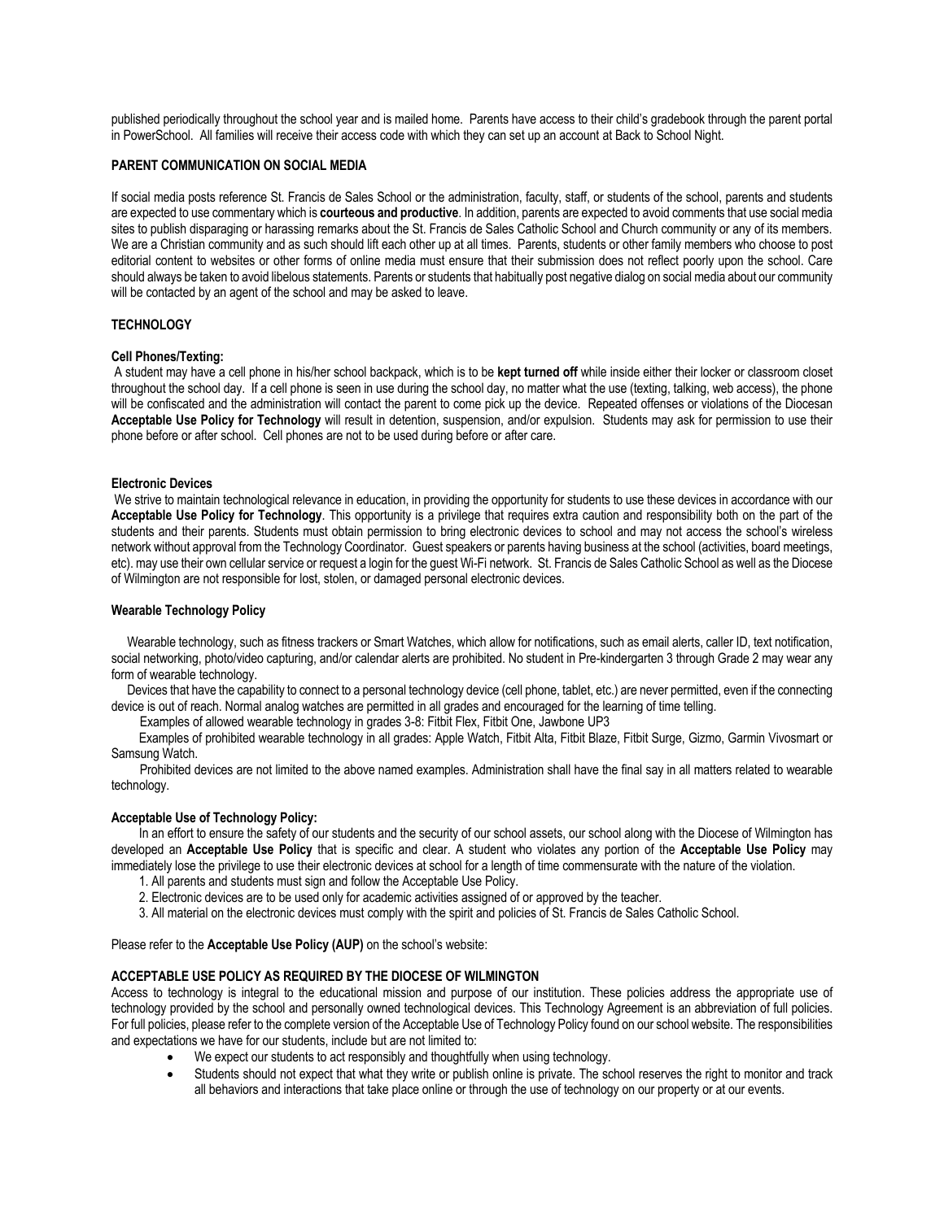published periodically throughout the school year and is mailed home. Parents have access to their child's gradebook through the parent portal in PowerSchool. All families will receive their access code with which they can set up an account at Back to School Night.

### PARENT COMMUNICATION ON SOCIAL MEDIA

If social media posts reference St. Francis de Sales School or the administration, faculty, staff, or students of the school, parents and students are expected to use commentary which is **courteous and productive**. In addition, parents are expected to avoid comments that use social media sites to publish disparaging or harassing remarks about the St. Francis de Sales Catholic School and Church community or any of its members. We are a Christian community and as such should lift each other up at all times. Parents, students or other family members who choose to post editorial content to websites or other forms of online media must ensure that their submission does not reflect poorly upon the school. Care should always be taken to avoid libelous statements. Parents or students that habitually post negative dialog on social media about our community will be contacted by an agent of the school and may be asked to leave.

### TECHNOLOGY

#### Cell Phones/Texting:

A student may have a cell phone in his/her school backpack, which is to be **kept turned off** while inside either their locker or classroom closet throughout the school day. If a cell phone is seen in use during the school day, no matter what the use (texting, talking, web access), the phone will be confiscated and the administration will contact the parent to come pick up the device. Repeated offenses or violations of the Diocesan **Acceptable Use Policy for Technology** will result in detention, suspension, and/or expulsion. Students may ask for permission to use their phone before or after school. Cell phones are not to be used during before or after care.

#### Electronic Devices

We strive to maintain technological relevance in education, in providing the opportunity for students to use these devices in accordance with our **Acceptable Use Policy for Technology**. This opportunity is a privilege that requires extra caution and responsibility both on the part of the students and their parents. Students must obtain permission to bring electronic devices to school and may not access the school's wireless network without approval from the Technology Coordinator. Guest speakers or parents having business at the school (activities, board meetings, etc). may use their own cellular service or request a login for the guest Wi-Fi network. St. Francis de Sales Catholic School as well as the Diocese of Wilmington are not responsible for lost, stolen, or damaged personal electronic devices.

#### Wearable Technology Policy

Wearable technology, such as fitness trackers or Smart Watches, which allow for notifications, such as email alerts, caller ID, text notification, social networking, photo/video capturing, and/or calendar alerts are prohibited. No student in Pre-kindergarten 3 through Grade 2 may wear any form of wearable technology.

Devices that have the capability to connect to a personal technology device (cell phone, tablet, etc.) are never permitted, even if the connecting device is out of reach. Normal analog watches are permitted in all grades and encouraged for the learning of time telling.

Examples of allowed wearable technology in grades 3-8: Fitbit Flex, Fitbit One, Jawbone UP3

Examples of prohibited wearable technology in all grades: Apple Watch, Fitbit Alta, Fitbit Blaze, Fitbit Surge, Gizmo, Garmin Vivosmart or Samsung Watch.

Prohibited devices are not limited to the above named examples. Administration shall have the final say in all matters related to wearable technology.

#### Acceptable Use of Technology Policy:

In an effort to ensure the safety of our students and the security of our school assets, our school along with the Diocese of Wilmington has developed an **Acceptable Use Policy** that is specific and clear. A student who violates any portion of the **Acceptable Use Policy** may immediately lose the privilege to use their electronic devices at school for a length of time commensurate with the nature of the violation.

1. All parents and students must sign and follow the Acceptable Use Policy.
2. Electronic devices are to be used only for academic activities assigned of or approved by the teacher.
3. All material on the electronic devices must comply with the spirit and policies of St. Francis de Sales Catholic School.

Please refer to the **Acceptable Use Policy (AUP)** on the school's website:

### ACCEPTABLE USE POLICY AS REQUIRED BY THE DIOCESE OF WILMINGTON

Access to technology is integral to the educational mission and purpose of our institution. These policies address the appropriate use of technology provided by the school and personally owned technological devices. This Technology Agreement is an abbreviation of full policies. For full policies, please refer to the complete version of the Acceptable Use of Technology Policy found on our school website. The responsibilities and expectations we have for our students, include but are not limited to:

- We expect our students to act responsibly and thoughtfully when using technology.
- Students should not expect that what they write or publish online is private. The school reserves the right to monitor and track all behaviors and interactions that take place online or through the use of technology on our property or at our events.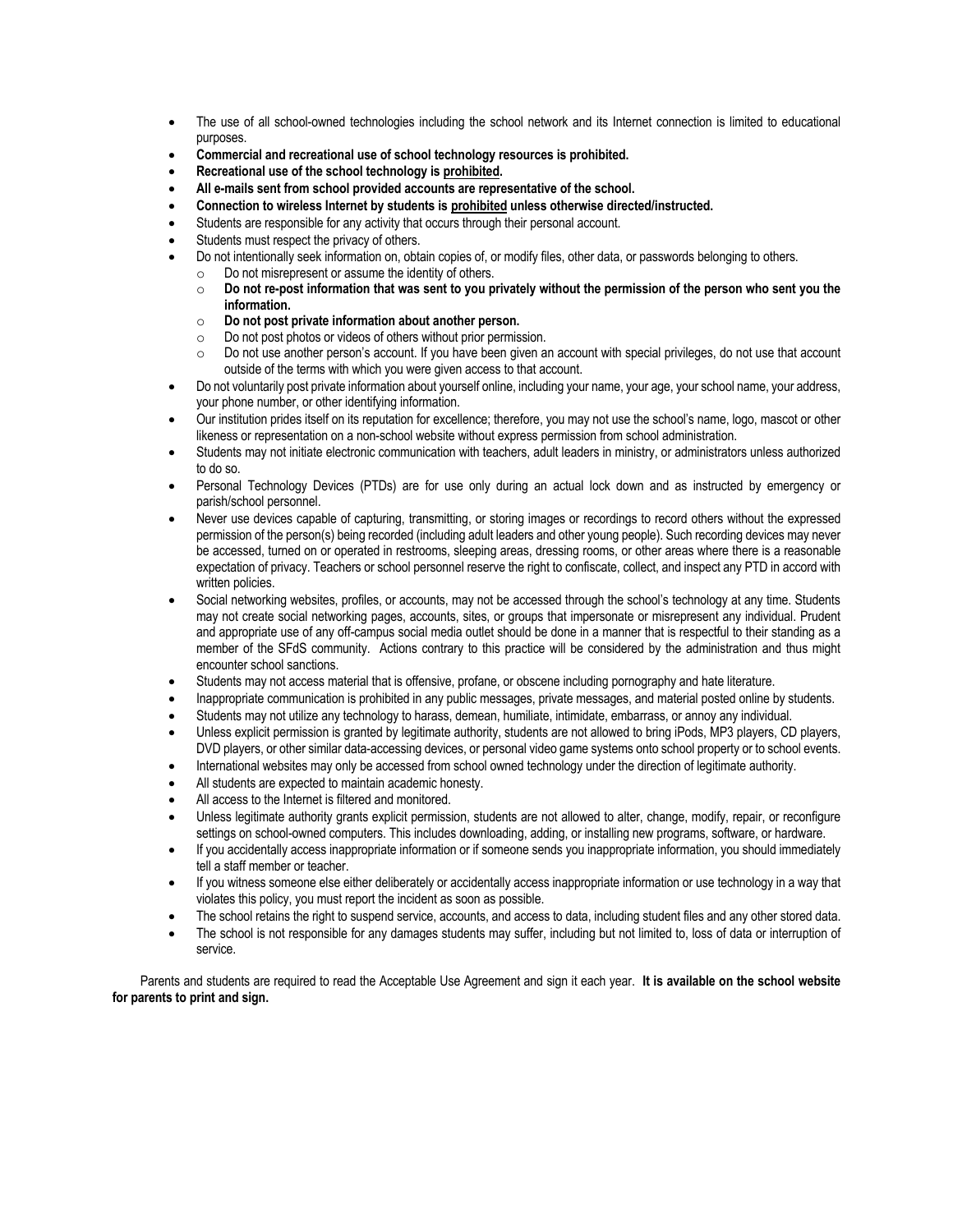- The use of all school-owned technologies including the school network and its Internet connection is limited to educational purposes.
- **Commercial and recreational use of school technology resources is prohibited.**
- **Recreational use of the school technology is <u>prohibited</u>.**
- **All e-mails sent from school provided accounts are representative of the school.**
- **Connection to wireless Internet by students is <u>prohibited</u> unless otherwise directed/instructed.**
- Students are responsible for any activity that occurs through their personal account.
- Students must respect the privacy of others.
- Do not intentionally seek information on, obtain copies of, or modify files, other data, or passwords belonging to others.
    - Do not misrepresent or assume the identity of others.
    - **Do not re-post information that was sent to you privately without the permission of the person who sent you the information.**
    - **Do not post private information about another person.**
    - Do not post photos or videos of others without prior permission.
    - Do not use another person's account. If you have been given an account with special privileges, do not use that account outside of the terms with which you were given access to that account.
- Do not voluntarily post private information about yourself online, including your name, your age, your school name, your address, your phone number, or other identifying information.
- Our institution prides itself on its reputation for excellence; therefore, you may not use the school's name, logo, mascot or other likeness or representation on a non-school website without express permission from school administration.
- Students may not initiate electronic communication with teachers, adult leaders in ministry, or administrators unless authorized to do so.
- Personal Technology Devices (PTDs) are for use only during an actual lock down and as instructed by emergency or parish/school personnel.
- Never use devices capable of capturing, transmitting, or storing images or recordings to record others without the expressed permission of the person(s) being recorded (including adult leaders and other young people). Such recording devices may never be accessed, turned on or operated in restrooms, sleeping areas, dressing rooms, or other areas where there is a reasonable expectation of privacy. Teachers or school personnel reserve the right to confiscate, collect, and inspect any PTD in accord with written policies.
- Social networking websites, profiles, or accounts, may not be accessed through the school's technology at any time. Students may not create social networking pages, accounts, sites, or groups that impersonate or misrepresent any individual. Prudent and appropriate use of any off-campus social media outlet should be done in a manner that is respectful to their standing as a member of the SFdS community. Actions contrary to this practice will be considered by the administration and thus might encounter school sanctions.
- Students may not access material that is offensive, profane, or obscene including pornography and hate literature.
- Inappropriate communication is prohibited in any public messages, private messages, and material posted online by students.
- Students may not utilize any technology to harass, demean, humiliate, intimidate, embarrass, or annoy any individual.
- Unless explicit permission is granted by legitimate authority, students are not allowed to bring iPods, MP3 players, CD players, DVD players, or other similar data-accessing devices, or personal video game systems onto school property or to school events.
- International websites may only be accessed from school owned technology under the direction of legitimate authority.
- All students are expected to maintain academic honesty.
- All access to the Internet is filtered and monitored.
- Unless legitimate authority grants explicit permission, students are not allowed to alter, change, modify, repair, or reconfigure settings on school-owned computers. This includes downloading, adding, or installing new programs, software, or hardware.
- If you accidentally access inappropriate information or if someone sends you inappropriate information, you should immediately tell a staff member or teacher.
- If you witness someone else either deliberately or accidentally access inappropriate information or use technology in a way that violates this policy, you must report the incident as soon as possible.
- The school retains the right to suspend service, accounts, and access to data, including student files and any other stored data.
- The school is not responsible for any damages students may suffer, including but not limited to, loss of data or interruption of service.

Parents and students are required to read the Acceptable Use Agreement and sign it each year. **It is available on the school website for parents to print and sign.**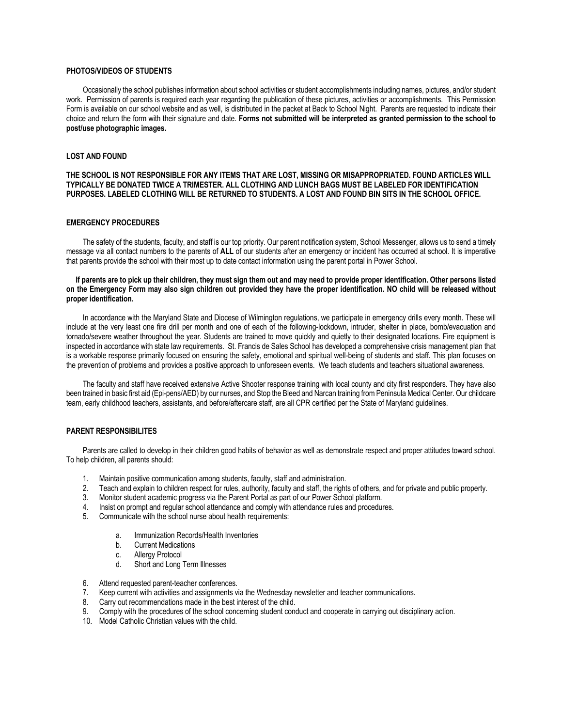**PHOTOS/VIDEOS OF STUDENTS**

Occasionally the school publishes information about school activities or student accomplishments including names, pictures, and/or student work. Permission of parents is required each year regarding the publication of these pictures, activities or accomplishments. This Permission Form is available on our school website and as well, is distributed in the packet at Back to School Night. Parents are requested to indicate their choice and return the form with their signature and date. **Forms not submitted will be interpreted as granted permission to the school to post/use photographic images.**

**LOST AND FOUND**

**THE SCHOOL IS NOT RESPONSIBLE FOR ANY ITEMS THAT ARE LOST, MISSING OR MISAPPROPRIATED. FOUND ARTICLES WILL TYPICALLY BE DONATED TWICE A TRIMESTER. ALL CLOTHING AND LUNCH BAGS MUST BE LABELED FOR IDENTIFICATION PURPOSES. LABELED CLOTHING WILL BE RETURNED TO STUDENTS. A LOST AND FOUND BIN SITS IN THE SCHOOL OFFICE.**

**EMERGENCY PROCEDURES**

The safety of the students, faculty, and staff is our top priority. Our parent notification system, School Messenger, allows us to send a timely message via all contact numbers to the parents of **ALL** of our students after an emergency or incident has occurred at school. It is imperative that parents provide the school with their most up to date contact information using the parent portal in Power School.

**If parents are to pick up their children, they must sign them out and may need to provide proper identification. Other persons listed on the Emergency Form may also sign children out provided they have the proper identification. NO child will be released without proper identification.**

In accordance with the Maryland State and Diocese of Wilmington regulations, we participate in emergency drills every month. These will include at the very least one fire drill per month and one of each of the following-lockdown, intruder, shelter in place, bomb/evacuation and tornado/severe weather throughout the year. Students are trained to move quickly and quietly to their designated locations. Fire equipment is inspected in accordance with state law requirements. St. Francis de Sales School has developed a comprehensive crisis management plan that is a workable response primarily focused on ensuring the safety, emotional and spiritual well-being of students and staff. This plan focuses on the prevention of problems and provides a positive approach to unforeseen events. We teach students and teachers situational awareness.

The faculty and staff have received extensive Active Shooter response training with local county and city first responders. They have also been trained in basic first aid (Epi-pens/AED) by our nurses, and Stop the Bleed and Narcan training from Peninsula Medical Center. Our childcare team, early childhood teachers, assistants, and before/aftercare staff, are all CPR certified per the State of Maryland guidelines.

**PARENT RESPONSIBILITES**

Parents are called to develop in their children good habits of behavior as well as demonstrate respect and proper attitudes toward school. To help children, all parents should:

1. Maintain positive communication among students, faculty, staff and administration.
2. Teach and explain to children respect for rules, authority, faculty and staff, the rights of others, and for private and public property.
3. Monitor student academic progress via the Parent Portal as part of our Power School platform.
4. Insist on prompt and regular school attendance and comply with attendance rules and procedures.
5. Communicate with the school nurse about health requirements:
   a. Immunization Records/Health Inventories
   b. Current Medications
   c. Allergy Protocol
   d. Short and Long Term Illnesses
6. Attend requested parent-teacher conferences.
7. Keep current with activities and assignments via the Wednesday newsletter and teacher communications.
8. Carry out recommendations made in the best interest of the child.
9. Comply with the procedures of the school concerning student conduct and cooperate in carrying out disciplinary action.
10. Model Catholic Christian values with the child.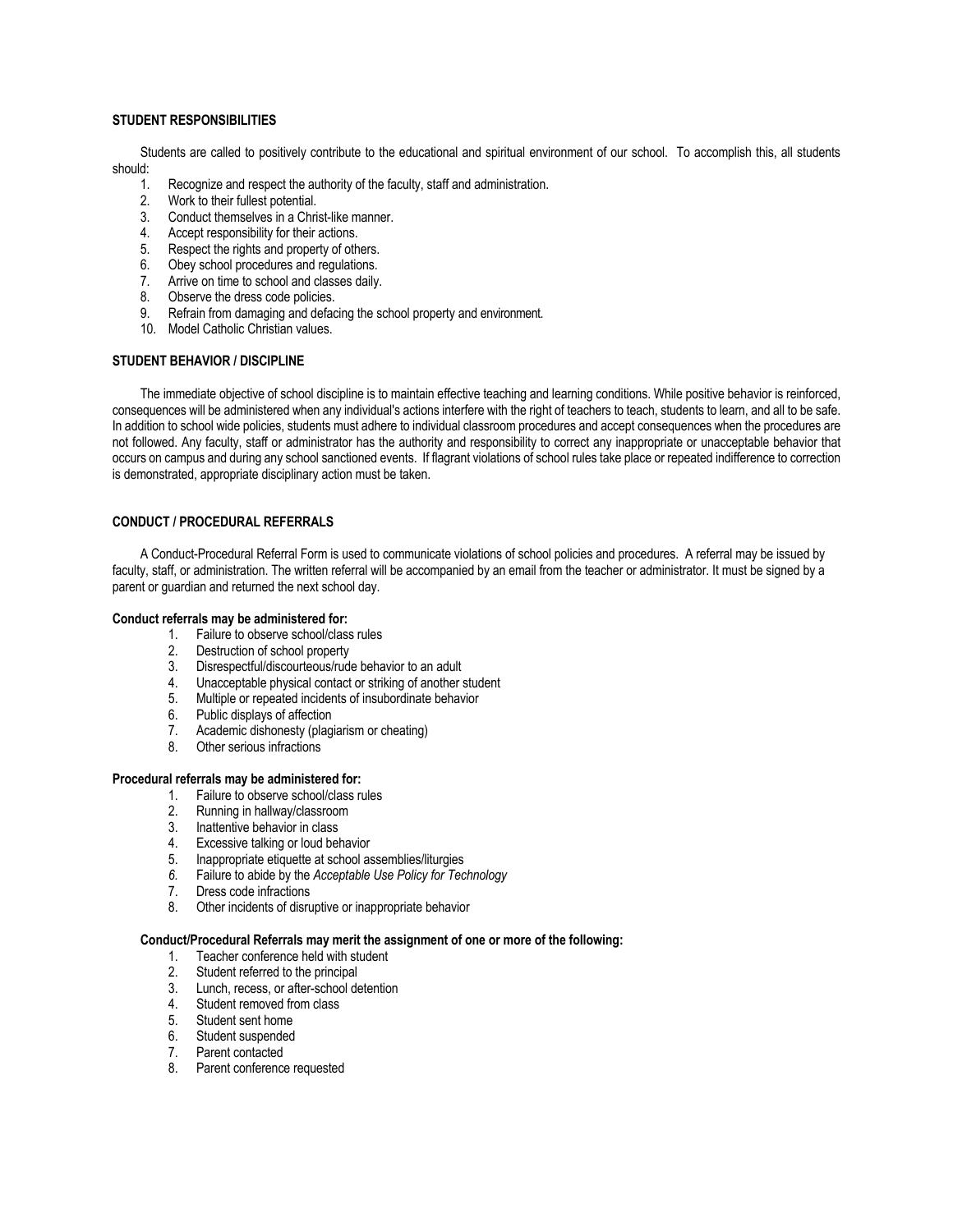## STUDENT RESPONSIBILITIES

Students are called to positively contribute to the educational and spiritual environment of our school. To accomplish this, all students should:

1. Recognize and respect the authority of the faculty, staff and administration.
2. Work to their fullest potential.
3. Conduct themselves in a Christ-like manner.
4. Accept responsibility for their actions.
5. Respect the rights and property of others.
6. Obey school procedures and regulations.
7. Arrive on time to school and classes daily.
8. Observe the dress code policies.
9. Refrain from damaging and defacing the school property and environment.
10. Model Catholic Christian values.

## STUDENT BEHAVIOR / DISCIPLINE

The immediate objective of school discipline is to maintain effective teaching and learning conditions. While positive behavior is reinforced, consequences will be administered when any individual's actions interfere with the right of teachers to teach, students to learn, and all to be safe. In addition to school wide policies, students must adhere to individual classroom procedures and accept consequences when the procedures are not followed. Any faculty, staff or administrator has the authority and responsibility to correct any inappropriate or unacceptable behavior that occurs on campus and during any school sanctioned events. If flagrant violations of school rules take place or repeated indifference to correction is demonstrated, appropriate disciplinary action must be taken.

## CONDUCT / PROCEDURAL REFERRALS

A Conduct-Procedural Referral Form is used to communicate violations of school policies and procedures. A referral may be issued by faculty, staff, or administration. The written referral will be accompanied by an email from the teacher or administrator. It must be signed by a parent or guardian and returned the next school day.

**Conduct referrals may be administered for:**

1. Failure to observe school/class rules
2. Destruction of school property
3. Disrespectful/discourteous/rude behavior to an adult
4. Unacceptable physical contact or striking of another student
5. Multiple or repeated incidents of insubordinate behavior
6. Public displays of affection
7. Academic dishonesty (plagiarism or cheating)
8. Other serious infractions

**Procedural referrals may be administered for:**

1. Failure to observe school/class rules
2. Running in hallway/classroom
3. Inattentive behavior in class
4. Excessive talking or loud behavior
5. Inappropriate etiquette at school assemblies/liturgies
6. Failure to abide by the *Acceptable Use Policy for Technology*
7. Dress code infractions
8. Other incidents of disruptive or inappropriate behavior

**Conduct/Procedural Referrals may merit the assignment of one or more of the following:**

1. Teacher conference held with student
2. Student referred to the principal
3. Lunch, recess, or after-school detention
4. Student removed from class
5. Student sent home
6. Student suspended
7. Parent contacted
8. Parent conference requested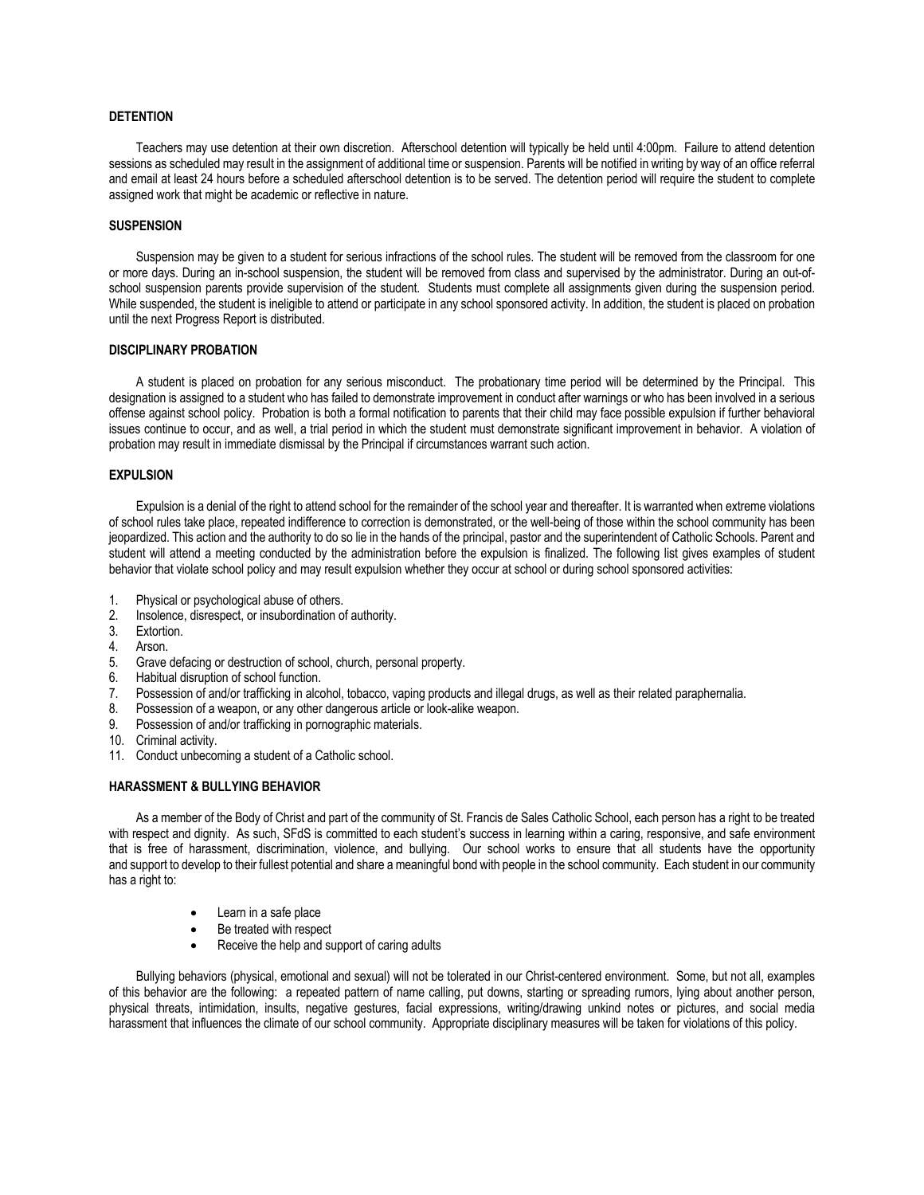## DETENTION

Teachers may use detention at their own discretion. Afterschool detention will typically be held until 4:00pm. Failure to attend detention sessions as scheduled may result in the assignment of additional time or suspension. Parents will be notified in writing by way of an office referral and email at least 24 hours before a scheduled afterschool detention is to be served. The detention period will require the student to complete assigned work that might be academic or reflective in nature.

## SUSPENSION

Suspension may be given to a student for serious infractions of the school rules. The student will be removed from the classroom for one or more days. During an in-school suspension, the student will be removed from class and supervised by the administrator. During an out-of-school suspension parents provide supervision of the student. Students must complete all assignments given during the suspension period. While suspended, the student is ineligible to attend or participate in any school sponsored activity. In addition, the student is placed on probation until the next Progress Report is distributed.

## DISCIPLINARY PROBATION

A student is placed on probation for any serious misconduct. The probationary time period will be determined by the Principal. This designation is assigned to a student who has failed to demonstrate improvement in conduct after warnings or who has been involved in a serious offense against school policy. Probation is both a formal notification to parents that their child may face possible expulsion if further behavioral issues continue to occur, and as well, a trial period in which the student must demonstrate significant improvement in behavior. A violation of probation may result in immediate dismissal by the Principal if circumstances warrant such action.

## EXPULSION

Expulsion is a denial of the right to attend school for the remainder of the school year and thereafter. It is warranted when extreme violations of school rules take place, repeated indifference to correction is demonstrated, or the well-being of those within the school community has been jeopardized. This action and the authority to do so lie in the hands of the principal, pastor and the superintendent of Catholic Schools. Parent and student will attend a meeting conducted by the administration before the expulsion is finalized. The following list gives examples of student behavior that violate school policy and may result expulsion whether they occur at school or during school sponsored activities:

1. Physical or psychological abuse of others.
2. Insolence, disrespect, or insubordination of authority.
3. Extortion.
4. Arson.
5. Grave defacing or destruction of school, church, personal property.
6. Habitual disruption of school function.
7. Possession of and/or trafficking in alcohol, tobacco, vaping products and illegal drugs, as well as their related paraphernalia.
8. Possession of a weapon, or any other dangerous article or look-alike weapon.
9. Possession of and/or trafficking in pornographic materials.
10. Criminal activity.
11. Conduct unbecoming a student of a Catholic school.

## HARASSMENT & BULLYING BEHAVIOR

As a member of the Body of Christ and part of the community of St. Francis de Sales Catholic School, each person has a right to be treated with respect and dignity. As such, SFdS is committed to each student's success in learning within a caring, responsive, and safe environment that is free of harassment, discrimination, violence, and bullying. Our school works to ensure that all students have the opportunity and support to develop to their fullest potential and share a meaningful bond with people in the school community. Each student in our community has a right to:

- Learn in a safe place
- Be treated with respect
- Receive the help and support of caring adults

Bullying behaviors (physical, emotional and sexual) will not be tolerated in our Christ-centered environment. Some, but not all, examples of this behavior are the following: a repeated pattern of name calling, put downs, starting or spreading rumors, lying about another person, physical threats, intimidation, insults, negative gestures, facial expressions, writing/drawing unkind notes or pictures, and social media harassment that influences the climate of our school community. Appropriate disciplinary measures will be taken for violations of this policy.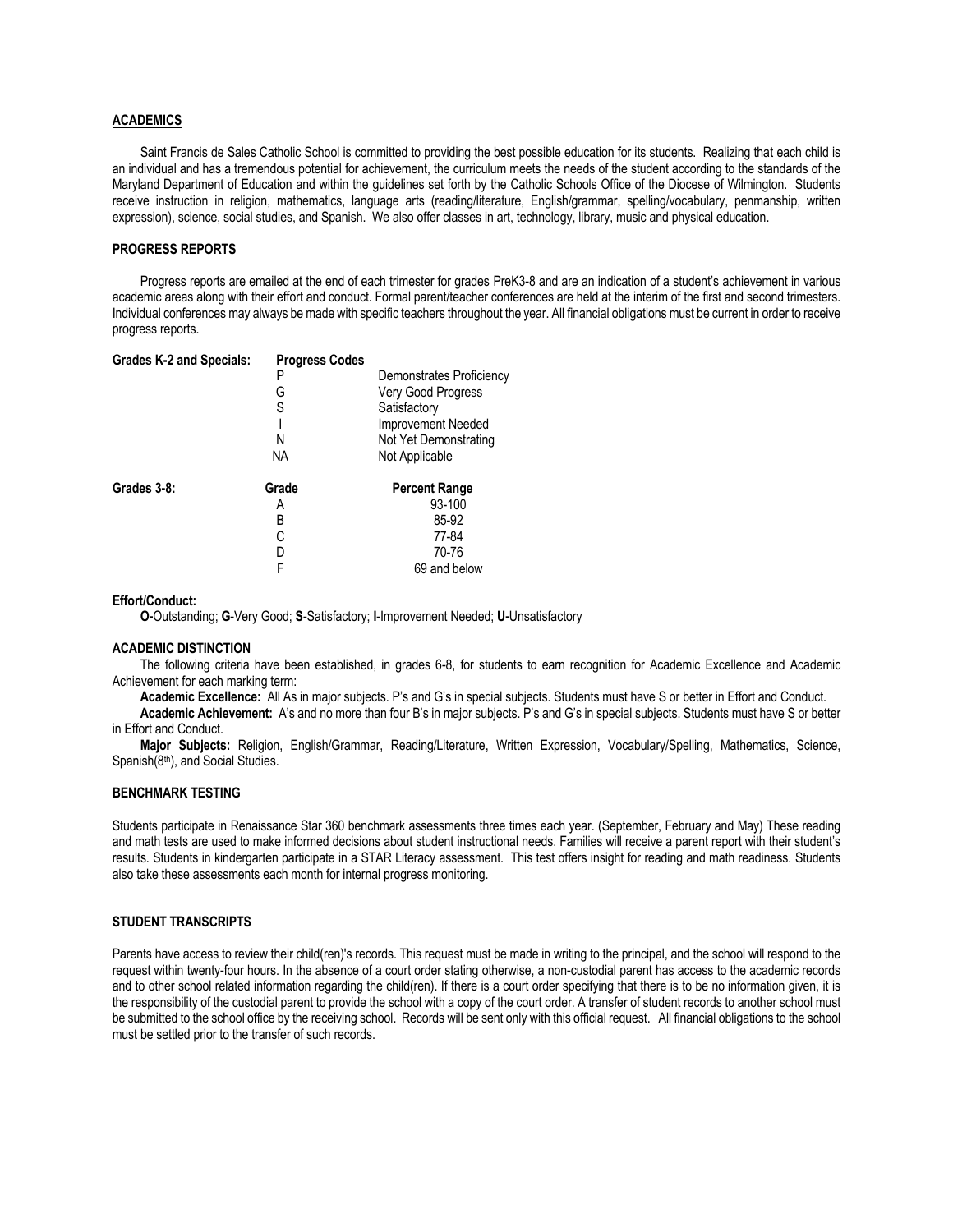## ACADEMICS

Saint Francis de Sales Catholic School is committed to providing the best possible education for its students. Realizing that each child is an individual and has a tremendous potential for achievement, the curriculum meets the needs of the student according to the standards of the Maryland Department of Education and within the guidelines set forth by the Catholic Schools Office of the Diocese of Wilmington. Students receive instruction in religion, mathematics, language arts (reading/literature, English/grammar, spelling/vocabulary, penmanship, written expression), science, social studies, and Spanish. We also offer classes in art, technology, library, music and physical education.

### PROGRESS REPORTS

Progress reports are emailed at the end of each trimester for grades PreK3-8 and are an indication of a student's achievement in various academic areas along with their effort and conduct. Formal parent/teacher conferences are held at the interim of the first and second trimesters. Individual conferences may always be made with specific teachers throughout the year. All financial obligations must be current in order to receive progress reports.

**Grades K-2 and Specials:**

| Progress Codes | |
|---|---|
| P | Demonstrates Proficiency |
| G | Very Good Progress |
| S | Satisfactory |
| I | Improvement Needed |
| N | Not Yet Demonstrating |
| NA | Not Applicable |

**Grades 3-8:**

| Grade | Percent Range |
|---|---|
| A | 93-100 |
| B | 85-92 |
| C | 77-84 |
| D | 70-76 |
| F | 69 and below |

**Effort/Conduct:**

**O-**Outstanding; **G**-Very Good; **S**-Satisfactory; **I**-Improvement Needed; **U-**Unsatisfactory

### ACADEMIC DISTINCTION

The following criteria have been established, in grades 6-8, for students to earn recognition for Academic Excellence and Academic Achievement for each marking term:

**Academic Excellence:** All As in major subjects. P's and G's in special subjects. Students must have S or better in Effort and Conduct.

**Academic Achievement:** A's and no more than four B's in major subjects. P's and G's in special subjects. Students must have S or better in Effort and Conduct.

**Major Subjects:** Religion, English/Grammar, Reading/Literature, Written Expression, Vocabulary/Spelling, Mathematics, Science, Spanish(8th), and Social Studies.

### BENCHMARK TESTING

Students participate in Renaissance Star 360 benchmark assessments three times each year. (September, February and May) These reading and math tests are used to make informed decisions about student instructional needs. Families will receive a parent report with their student's results. Students in kindergarten participate in a STAR Literacy assessment. This test offers insight for reading and math readiness. Students also take these assessments each month for internal progress monitoring.

### STUDENT TRANSCRIPTS

Parents have access to review their child(ren)'s records. This request must be made in writing to the principal, and the school will respond to the request within twenty-four hours. In the absence of a court order stating otherwise, a non-custodial parent has access to the academic records and to other school related information regarding the child(ren). If there is a court order specifying that there is to be no information given, it is the responsibility of the custodial parent to provide the school with a copy of the court order. A transfer of student records to another school must be submitted to the school office by the receiving school. Records will be sent only with this official request. All financial obligations to the school must be settled prior to the transfer of such records.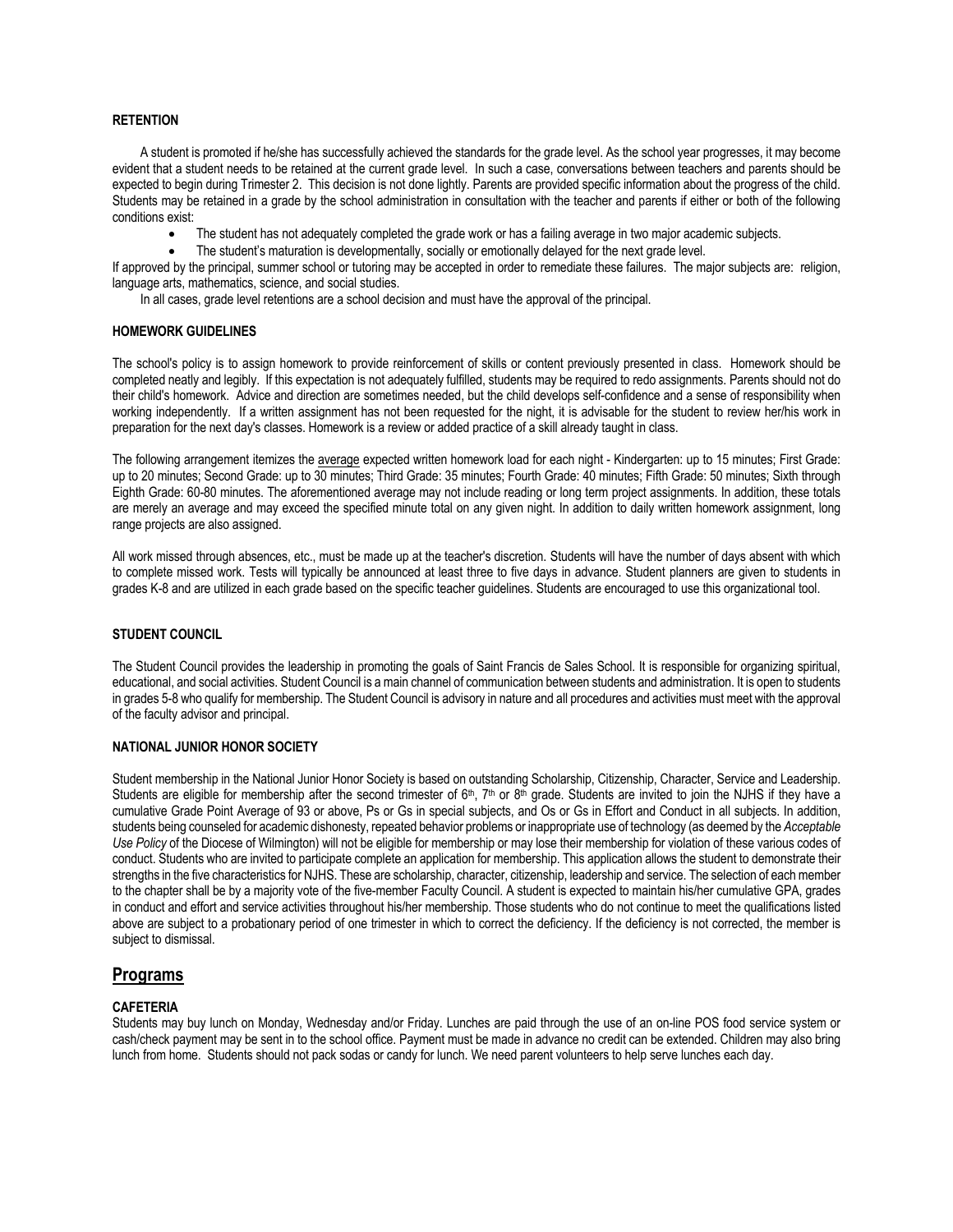**RETENTION**

A student is promoted if he/she has successfully achieved the standards for the grade level. As the school year progresses, it may become evident that a student needs to be retained at the current grade level. In such a case, conversations between teachers and parents should be expected to begin during Trimester 2. This decision is not done lightly. Parents are provided specific information about the progress of the child. Students may be retained in a grade by the school administration in consultation with the teacher and parents if either or both of the following conditions exist:

- The student has not adequately completed the grade work or has a failing average in two major academic subjects.
- The student's maturation is developmentally, socially or emotionally delayed for the next grade level.

If approved by the principal, summer school or tutoring may be accepted in order to remediate these failures. The major subjects are: religion, language arts, mathematics, science, and social studies.

In all cases, grade level retentions are a school decision and must have the approval of the principal.

**HOMEWORK GUIDELINES**

The school's policy is to assign homework to provide reinforcement of skills or content previously presented in class. Homework should be completed neatly and legibly. If this expectation is not adequately fulfilled, students may be required to redo assignments. Parents should not do their child's homework. Advice and direction are sometimes needed, but the child develops self-confidence and a sense of responsibility when working independently. If a written assignment has not been requested for the night, it is advisable for the student to review her/his work in preparation for the next day's classes. Homework is a review or added practice of a skill already taught in class.

The following arrangement itemizes the average expected written homework load for each night - Kindergarten: up to 15 minutes; First Grade: up to 20 minutes; Second Grade: up to 30 minutes; Third Grade: 35 minutes; Fourth Grade: 40 minutes; Fifth Grade: 50 minutes; Sixth through Eighth Grade: 60-80 minutes. The aforementioned average may not include reading or long term project assignments. In addition, these totals are merely an average and may exceed the specified minute total on any given night. In addition to daily written homework assignment, long range projects are also assigned.

All work missed through absences, etc., must be made up at the teacher's discretion. Students will have the number of days absent with which to complete missed work. Tests will typically be announced at least three to five days in advance. Student planners are given to students in grades K-8 and are utilized in each grade based on the specific teacher guidelines. Students are encouraged to use this organizational tool.

**STUDENT COUNCIL**

The Student Council provides the leadership in promoting the goals of Saint Francis de Sales School. It is responsible for organizing spiritual, educational, and social activities. Student Council is a main channel of communication between students and administration. It is open to students in grades 5-8 who qualify for membership. The Student Council is advisory in nature and all procedures and activities must meet with the approval of the faculty advisor and principal.

**NATIONAL JUNIOR HONOR SOCIETY**

Student membership in the National Junior Honor Society is based on outstanding Scholarship, Citizenship, Character, Service and Leadership. Students are eligible for membership after the second trimester of 6th, 7th or 8th grade. Students are invited to join the NJHS if they have a cumulative Grade Point Average of 93 or above, Ps or Gs in special subjects, and Os or Gs in Effort and Conduct in all subjects. In addition, students being counseled for academic dishonesty, repeated behavior problems or inappropriate use of technology (as deemed by the *Acceptable Use Policy* of the Diocese of Wilmington) will not be eligible for membership or may lose their membership for violation of these various codes of conduct. Students who are invited to participate complete an application for membership. This application allows the student to demonstrate their strengths in the five characteristics for NJHS. These are scholarship, character, citizenship, leadership and service. The selection of each member to the chapter shall be by a majority vote of the five-member Faculty Council. A student is expected to maintain his/her cumulative GPA, grades in conduct and effort and service activities throughout his/her membership. Those students who do not continue to meet the qualifications listed above are subject to a probationary period of one trimester in which to correct the deficiency. If the deficiency is not corrected, the member is subject to dismissal.

## Programs

**CAFETERIA**

Students may buy lunch on Monday, Wednesday and/or Friday. Lunches are paid through the use of an on-line POS food service system or cash/check payment may be sent in to the school office. Payment must be made in advance no credit can be extended. Children may also bring lunch from home. Students should not pack sodas or candy for lunch. We need parent volunteers to help serve lunches each day.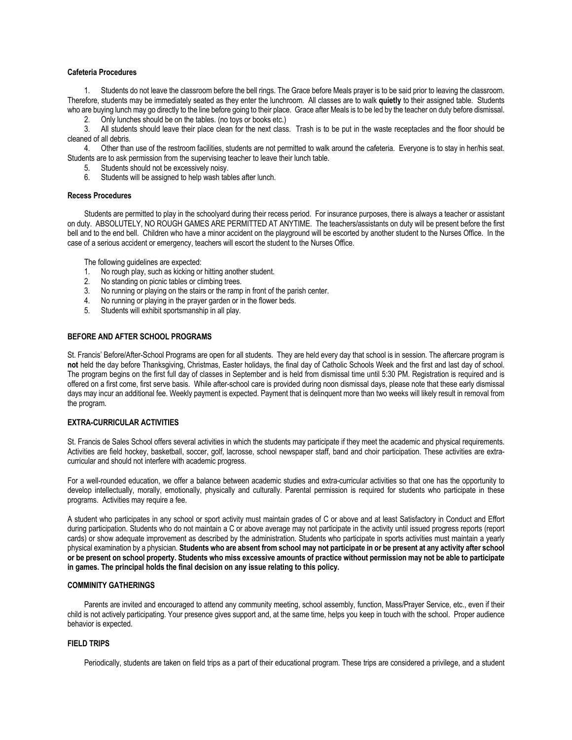### Cafeteria Procedures

1. Students do not leave the classroom before the bell rings. The Grace before Meals prayer is to be said prior to leaving the classroom. Therefore, students may be immediately seated as they enter the lunchroom. All classes are to walk **quietly** to their assigned table. Students who are buying lunch may go directly to the line before going to their place. Grace after Meals is to be led by the teacher on duty before dismissal.
2. Only lunches should be on the tables. (no toys or books etc.)
3. All students should leave their place clean for the next class. Trash is to be put in the waste receptacles and the floor should be cleaned of all debris.
4. Other than use of the restroom facilities, students are not permitted to walk around the cafeteria. Everyone is to stay in her/his seat. Students are to ask permission from the supervising teacher to leave their lunch table.
5. Students should not be excessively noisy.
6. Students will be assigned to help wash tables after lunch.

### Recess Procedures

Students are permitted to play in the schoolyard during their recess period. For insurance purposes, there is always a teacher or assistant on duty. ABSOLUTELY, NO ROUGH GAMES ARE PERMITTED AT ANYTIME. The teachers/assistants on duty will be present before the first bell and to the end bell. Children who have a minor accident on the playground will be escorted by another student to the Nurses Office. In the case of a serious accident or emergency, teachers will escort the student to the Nurses Office.

The following guidelines are expected:

1. No rough play, such as kicking or hitting another student.
2. No standing on picnic tables or climbing trees.
3. No running or playing on the stairs or the ramp in front of the parish center.
4. No running or playing in the prayer garden or in the flower beds.
5. Students will exhibit sportsmanship in all play.

### BEFORE AND AFTER SCHOOL PROGRAMS

St. Francis' Before/After-School Programs are open for all students. They are held every day that school is in session. The aftercare program is **not** held the day before Thanksgiving, Christmas, Easter holidays, the final day of Catholic Schools Week and the first and last day of school. The program begins on the first full day of classes in September and is held from dismissal time until 5:30 PM. Registration is required and is offered on a first come, first serve basis. While after-school care is provided during noon dismissal days, please note that these early dismissal days may incur an additional fee. Weekly payment is expected. Payment that is delinquent more than two weeks will likely result in removal from the program.

### EXTRA-CURRICULAR ACTIVITIES

St. Francis de Sales School offers several activities in which the students may participate if they meet the academic and physical requirements. Activities are field hockey, basketball, soccer, golf, lacrosse, school newspaper staff, band and choir participation. These activities are extra-curricular and should not interfere with academic progress.

For a well-rounded education, we offer a balance between academic studies and extra-curricular activities so that one has the opportunity to develop intellectually, morally, emotionally, physically and culturally. Parental permission is required for students who participate in these programs. Activities may require a fee.

A student who participates in any school or sport activity must maintain grades of C or above and at least Satisfactory in Conduct and Effort during participation. Students who do not maintain a C or above average may not participate in the activity until issued progress reports (report cards) or show adequate improvement as described by the administration. Students who participate in sports activities must maintain a yearly physical examination by a physician. **Students who are absent from school may not participate in or be present at any activity after school or be present on school property. Students who miss excessive amounts of practice without permission may not be able to participate in games. The principal holds the final decision on any issue relating to this policy.**

### COMMINITY GATHERINGS

Parents are invited and encouraged to attend any community meeting, school assembly, function, Mass/Prayer Service, etc., even if their child is not actively participating. Your presence gives support and, at the same time, helps you keep in touch with the school. Proper audience behavior is expected.

### FIELD TRIPS

Periodically, students are taken on field trips as a part of their educational program. These trips are considered a privilege, and a student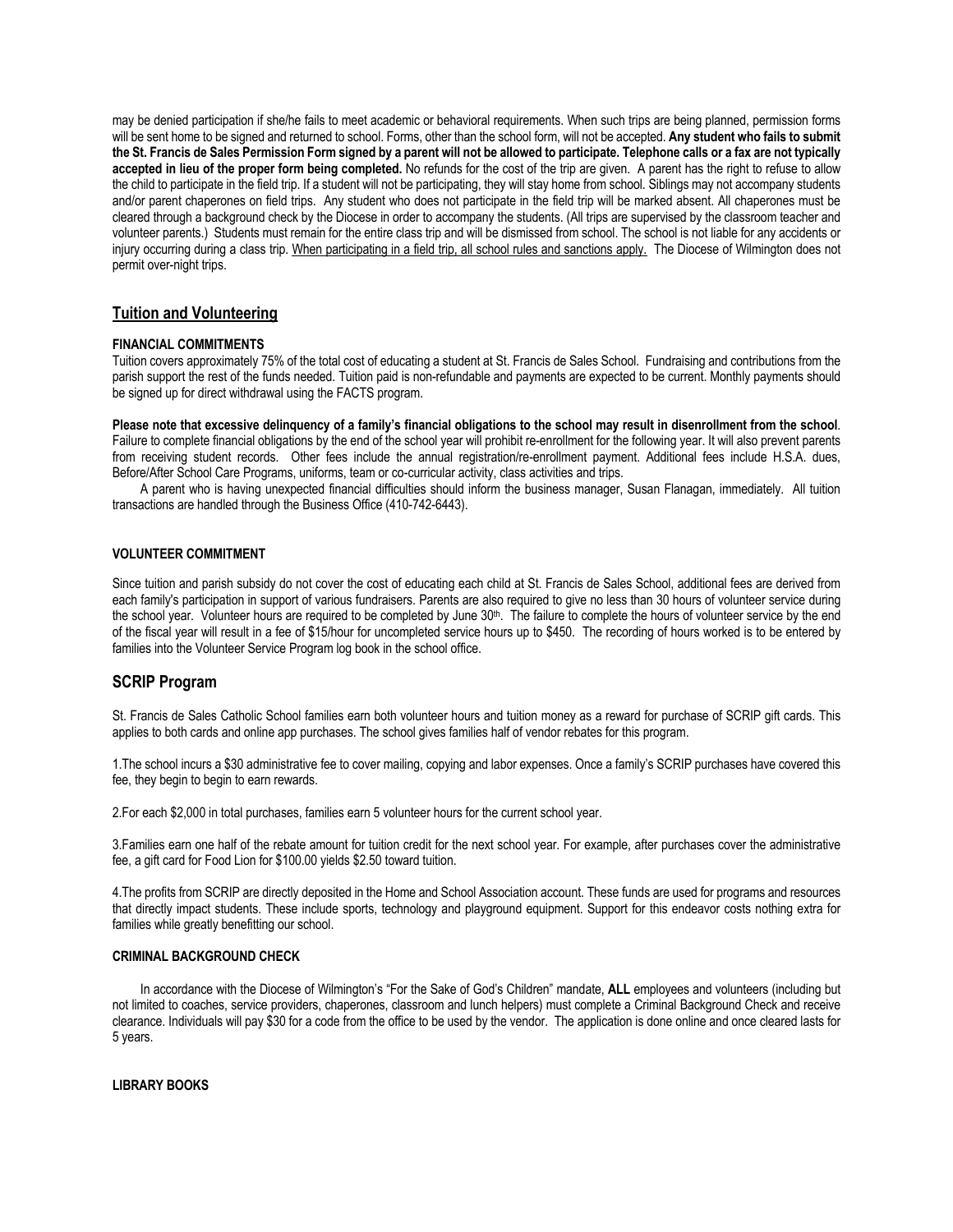may be denied participation if she/he fails to meet academic or behavioral requirements. When such trips are being planned, permission forms will be sent home to be signed and returned to school. Forms, other than the school form, will not be accepted. **Any student who fails to submit the St. Francis de Sales Permission Form signed by a parent will not be allowed to participate. Telephone calls or a fax are not typically accepted in lieu of the proper form being completed.** No refunds for the cost of the trip are given. A parent has the right to refuse to allow the child to participate in the field trip. If a student will not be participating, they will stay home from school. Siblings may not accompany students and/or parent chaperones on field trips. Any student who does not participate in the field trip will be marked absent. All chaperones must be cleared through a background check by the Diocese in order to accompany the students. (All trips are supervised by the classroom teacher and volunteer parents.) Students must remain for the entire class trip and will be dismissed from school. The school is not liable for any accidents or injury occurring during a class trip. <u>When participating in a field trip, all school rules and sanctions apply.</u> The Diocese of Wilmington does not permit over-night trips.

## <u>Tuition and Volunteering</u>

#### FINANCIAL COMMITMENTS

Tuition covers approximately 75% of the total cost of educating a student at St. Francis de Sales School. Fundraising and contributions from the parish support the rest of the funds needed. Tuition paid is non-refundable and payments are expected to be current. Monthly payments should be signed up for direct withdrawal using the FACTS program.

**Please note that excessive delinquency of a family's financial obligations to the school may result in disenrollment from the school**. Failure to complete financial obligations by the end of the school year will prohibit re-enrollment for the following year. It will also prevent parents from receiving student records. Other fees include the annual registration/re-enrollment payment. Additional fees include H.S.A. dues, Before/After School Care Programs, uniforms, team or co-curricular activity, class activities and trips.

A parent who is having unexpected financial difficulties should inform the business manager, Susan Flanagan, immediately. All tuition transactions are handled through the Business Office (410-742-6443).

#### VOLUNTEER COMMITMENT

Since tuition and parish subsidy do not cover the cost of educating each child at St. Francis de Sales School, additional fees are derived from each family's participation in support of various fundraisers. Parents are also required to give no less than 30 hours of volunteer service during the school year. Volunteer hours are required to be completed by June 30th. The failure to complete the hours of volunteer service by the end of the fiscal year will result in a fee of $15/hour for uncompleted service hours up to $450. The recording of hours worked is to be entered by families into the Volunteer Service Program log book in the school office.

## SCRIP Program

St. Francis de Sales Catholic School families earn both volunteer hours and tuition money as a reward for purchase of SCRIP gift cards. This applies to both cards and online app purchases. The school gives families half of vendor rebates for this program.

1.The school incurs a $30 administrative fee to cover mailing, copying and labor expenses. Once a family's SCRIP purchases have covered this fee, they begin to begin to earn rewards.

2.For each $2,000 in total purchases, families earn 5 volunteer hours for the current school year.

3.Families earn one half of the rebate amount for tuition credit for the next school year. For example, after purchases cover the administrative fee, a gift card for Food Lion for $100.00 yields $2.50 toward tuition.

4.The profits from SCRIP are directly deposited in the Home and School Association account. These funds are used for programs and resources that directly impact students. These include sports, technology and playground equipment. Support for this endeavor costs nothing extra for families while greatly benefitting our school.

#### CRIMINAL BACKGROUND CHECK

In accordance with the Diocese of Wilmington's "For the Sake of God's Children" mandate, **ALL** employees and volunteers (including but not limited to coaches, service providers, chaperones, classroom and lunch helpers) must complete a Criminal Background Check and receive clearance. Individuals will pay $30 for a code from the office to be used by the vendor. The application is done online and once cleared lasts for 5 years.

#### LIBRARY BOOKS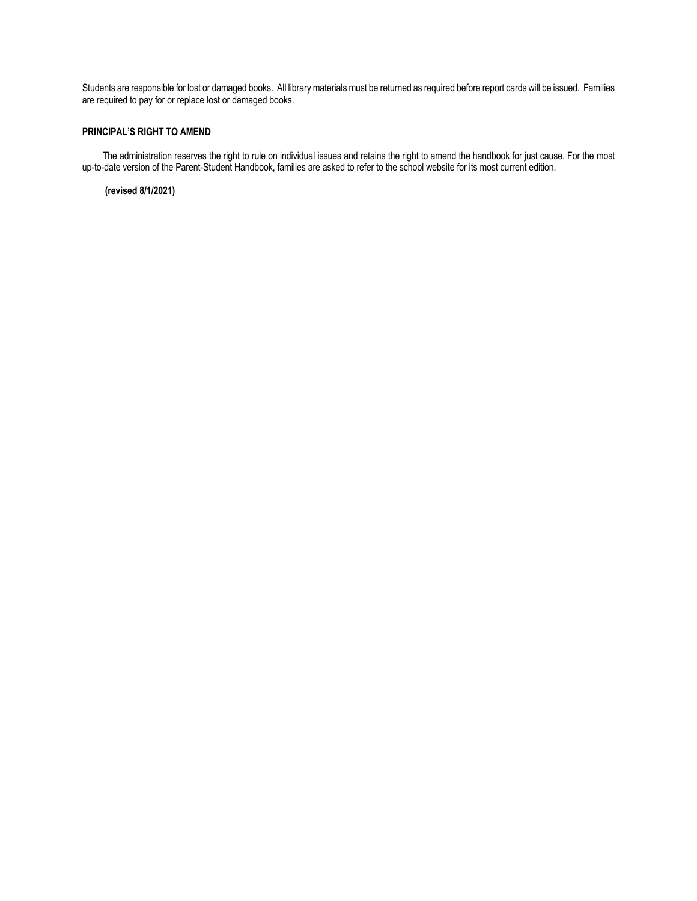Students are responsible for lost or damaged books. All library materials must be returned as required before report cards will be issued. Families are required to pay for or replace lost or damaged books.

**PRINCIPAL'S RIGHT TO AMEND**

The administration reserves the right to rule on individual issues and retains the right to amend the handbook for just cause. For the most up-to-date version of the Parent-Student Handbook, families are asked to refer to the school website for its most current edition.

**(revised 8/1/2021)**